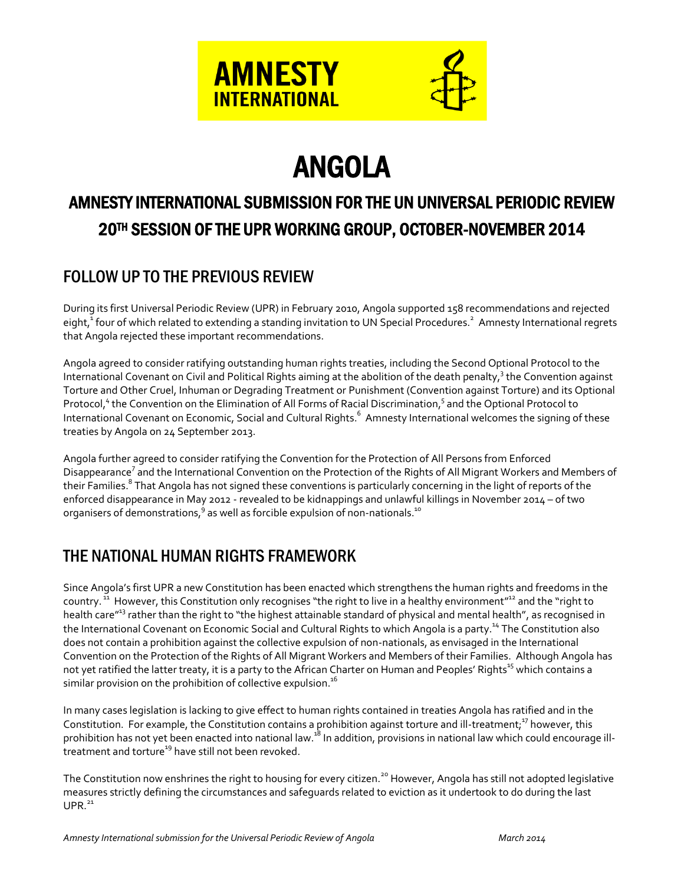AMNESTY INTERNATIONAL

# ANGOLA

## AMNESTY INTERNATIONAL SUBMISSION FOR THE UN UNIVERSAL PERIODIC REVIEW 20TH SESSION OF THE UPR WORKING GROUP, OCTOBER-NOVEMBER 2014

## FOLLOW UP TO THE PREVIOUS REVIEW

During its first Universal Periodic Review (UPR) in February 2010, Angola supported 158 recommendations and rejected eight,[1] four of which related to extending a standing invitation to UN Special Procedures.[2] Amnesty International regrets that Angola rejected these important recommendations.

Angola agreed to consider ratifying outstanding human rights treaties, including the Second Optional Protocol to the International Covenant on Civil and Political Rights aiming at the abolition of the death penalty,[3] the Convention against Torture and Other Cruel, Inhuman or Degrading Treatment or Punishment (Convention against Torture) and its Optional Protocol,[4] the Convention on the Elimination of All Forms of Racial Discrimination,[5] and the Optional Protocol to International Covenant on Economic, Social and Cultural Rights.[6] Amnesty International welcomes the signing of these treaties by Angola on 24 September 2013.

Angola further agreed to consider ratifying the Convention for the Protection of All Persons from Enforced Disappearance[7] and the International Convention on the Protection of the Rights of All Migrant Workers and Members of their Families.[8] That Angola has not signed these conventions is particularly concerning in the light of reports of the enforced disappearance in May 2012 - revealed to be kidnappings and unlawful killings in November 2014 – of two organisers of demonstrations,[9] as well as forcible expulsion of non-nationals.[10]

## THE NATIONAL HUMAN RIGHTS FRAMEWORK

Since Angola's first UPR a new Constitution has been enacted which strengthens the human rights and freedoms in the country.[11] However, this Constitution only recognises "the right to live in a healthy environment"[12] and the "right to health care"[13] rather than the right to "the highest attainable standard of physical and mental health", as recognised in the International Covenant on Economic Social and Cultural Rights to which Angola is a party.[14] The Constitution also does not contain a prohibition against the collective expulsion of non-nationals, as envisaged in the International Convention on the Protection of the Rights of All Migrant Workers and Members of their Families. Although Angola has not yet ratified the latter treaty, it is a party to the African Charter on Human and Peoples' Rights[15] which contains a similar provision on the prohibition of collective expulsion.[16]

In many cases legislation is lacking to give effect to human rights contained in treaties Angola has ratified and in the Constitution. For example, the Constitution contains a prohibition against torture and ill-treatment;[17] however, this prohibition has not yet been enacted into national law.[18] In addition, provisions in national law which could encourage ill-treatment and torture[19] have still not been revoked.

The Constitution now enshrines the right to housing for every citizen.[20] However, Angola has still not adopted legislative measures strictly defining the circumstances and safeguards related to eviction as it undertook to do during the last UPR.[21]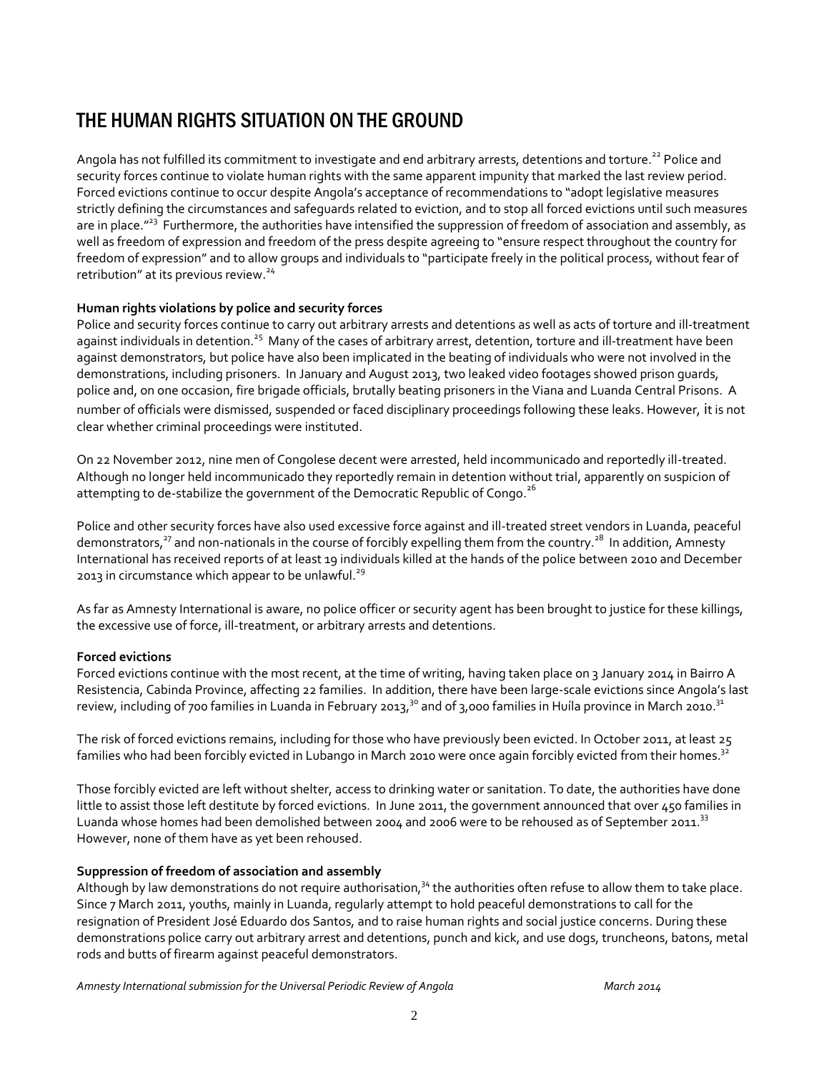# THE HUMAN RIGHTS SITUATION ON THE GROUND

Angola has not fulfilled its commitment to investigate and end arbitrary arrests, detentions and torture.[22] Police and security forces continue to violate human rights with the same apparent impunity that marked the last review period. Forced evictions continue to occur despite Angola's acceptance of recommendations to "adopt legislative measures strictly defining the circumstances and safeguards related to eviction, and to stop all forced evictions until such measures are in place."[23] Furthermore, the authorities have intensified the suppression of freedom of association and assembly, as well as freedom of expression and freedom of the press despite agreeing to "ensure respect throughout the country for freedom of expression" and to allow groups and individuals to "participate freely in the political process, without fear of retribution" at its previous review.[24]

**Human rights violations by police and security forces**

Police and security forces continue to carry out arbitrary arrests and detentions as well as acts of torture and ill-treatment against individuals in detention.[25] Many of the cases of arbitrary arrest, detention, torture and ill-treatment have been against demonstrators, but police have also been implicated in the beating of individuals who were not involved in the demonstrations, including prisoners. In January and August 2013, two leaked video footages showed prison guards, police and, on one occasion, fire brigade officials, brutally beating prisoners in the Viana and Luanda Central Prisons. A number of officials were dismissed, suspended or faced disciplinary proceedings following these leaks. However, it is not clear whether criminal proceedings were instituted.

On 22 November 2012, nine men of Congolese decent were arrested, held incommunicado and reportedly ill-treated. Although no longer held incommunicado they reportedly remain in detention without trial, apparently on suspicion of attempting to de-stabilize the government of the Democratic Republic of Congo.[26]

Police and other security forces have also used excessive force against and ill-treated street vendors in Luanda, peaceful demonstrators,[27] and non-nationals in the course of forcibly expelling them from the country.[28] In addition, Amnesty International has received reports of at least 19 individuals killed at the hands of the police between 2010 and December 2013 in circumstance which appear to be unlawful.[29]

As far as Amnesty International is aware, no police officer or security agent has been brought to justice for these killings, the excessive use of force, ill-treatment, or arbitrary arrests and detentions.

**Forced evictions**

Forced evictions continue with the most recent, at the time of writing, having taken place on 3 January 2014 in Bairro A Resistencia, Cabinda Province, affecting 22 families. In addition, there have been large-scale evictions since Angola's last review, including of 700 families in Luanda in February 2013,[30] and of 3,000 families in Huíla province in March 2010.[31]

The risk of forced evictions remains, including for those who have previously been evicted. In October 2011, at least 25 families who had been forcibly evicted in Lubango in March 2010 were once again forcibly evicted from their homes.[32]

Those forcibly evicted are left without shelter, access to drinking water or sanitation. To date, the authorities have done little to assist those left destitute by forced evictions. In June 2011, the government announced that over 450 families in Luanda whose homes had been demolished between 2004 and 2006 were to be rehoused as of September 2011.[33] However, none of them have as yet been rehoused.

**Suppression of freedom of association and assembly**

Although by law demonstrations do not require authorisation,[34] the authorities often refuse to allow them to take place. Since 7 March 2011, youths, mainly in Luanda, regularly attempt to hold peaceful demonstrations to call for the resignation of President José Eduardo dos Santos, and to raise human rights and social justice concerns. During these demonstrations police carry out arbitrary arrest and detentions, punch and kick, and use dogs, truncheons, batons, metal rods and butts of firearm against peaceful demonstrators.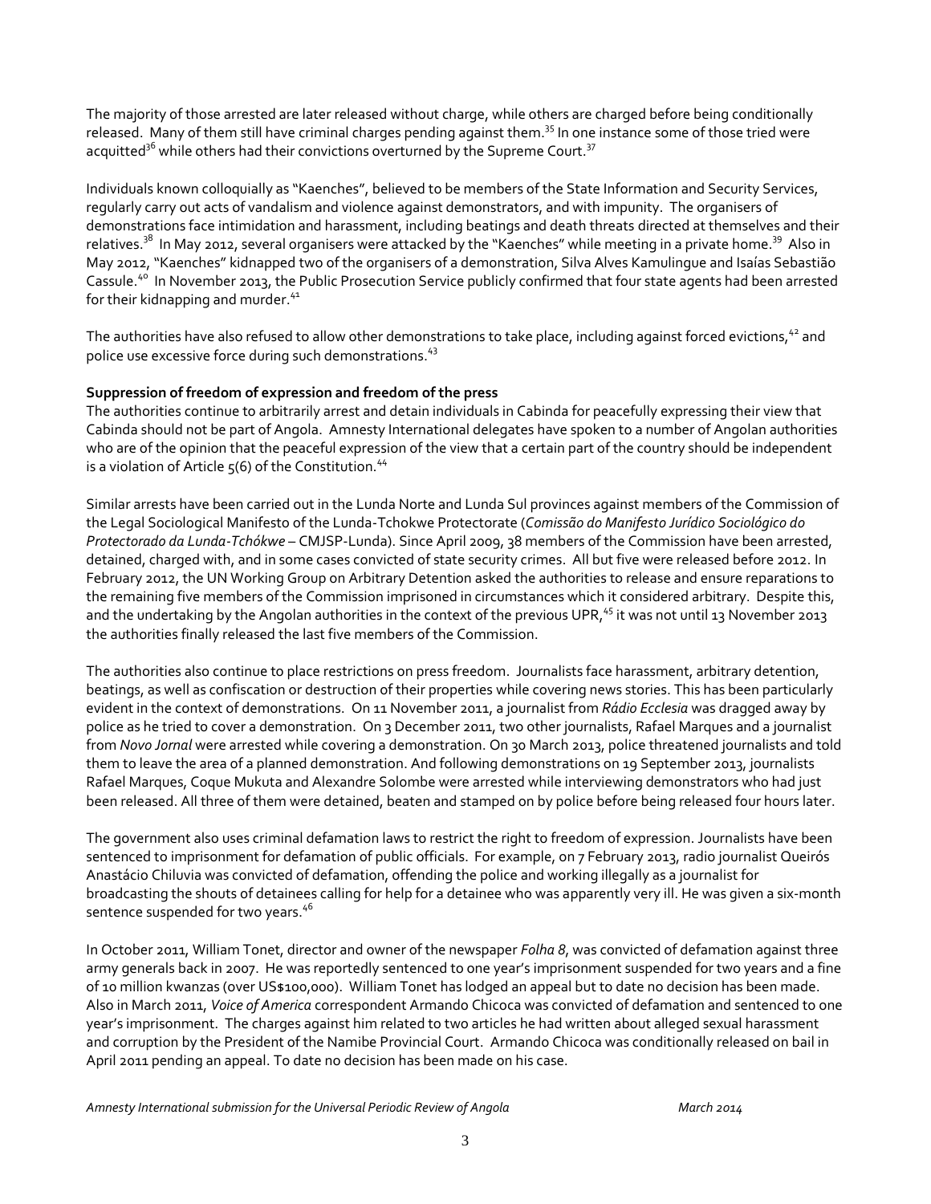The majority of those arrested are later released without charge, while others are charged before being conditionally released. Many of them still have criminal charges pending against them.[35] In one instance some of those tried were acquitted[36] while others had their convictions overturned by the Supreme Court.[37]

Individuals known colloquially as "Kaenches", believed to be members of the State Information and Security Services, regularly carry out acts of vandalism and violence against demonstrators, and with impunity. The organisers of demonstrations face intimidation and harassment, including beatings and death threats directed at themselves and their relatives.[38] In May 2012, several organisers were attacked by the "Kaenches" while meeting in a private home.[39] Also in May 2012, "Kaenches" kidnapped two of the organisers of a demonstration, Silva Alves Kamulingue and Isaías Sebastião Cassule.[40] In November 2013, the Public Prosecution Service publicly confirmed that four state agents had been arrested for their kidnapping and murder.[41]

The authorities have also refused to allow other demonstrations to take place, including against forced evictions,[42] and police use excessive force during such demonstrations.[43]

**Suppression of freedom of expression and freedom of the press**

The authorities continue to arbitrarily arrest and detain individuals in Cabinda for peacefully expressing their view that Cabinda should not be part of Angola. Amnesty International delegates have spoken to a number of Angolan authorities who are of the opinion that the peaceful expression of the view that a certain part of the country should be independent is a violation of Article 5(6) of the Constitution.[44]

Similar arrests have been carried out in the Lunda Norte and Lunda Sul provinces against members of the Commission of the Legal Sociological Manifesto of the Lunda-Tchokwe Protectorate (*Comissão do Manifesto Jurídico Sociológico do Protectorado da Lunda-Tchókwe* – CMJSP-Lunda). Since April 2009, 38 members of the Commission have been arrested, detained, charged with, and in some cases convicted of state security crimes. All but five were released before 2012. In February 2012, the UN Working Group on Arbitrary Detention asked the authorities to release and ensure reparations to the remaining five members of the Commission imprisoned in circumstances which it considered arbitrary. Despite this, and the undertaking by the Angolan authorities in the context of the previous UPR,[45] it was not until 13 November 2013 the authorities finally released the last five members of the Commission.

The authorities also continue to place restrictions on press freedom. Journalists face harassment, arbitrary detention, beatings, as well as confiscation or destruction of their properties while covering news stories. This has been particularly evident in the context of demonstrations. On 11 November 2011, a journalist from *Rádio Ecclesia* was dragged away by police as he tried to cover a demonstration. On 3 December 2011, two other journalists, Rafael Marques and a journalist from *Novo Jornal* were arrested while covering a demonstration. On 30 March 2013, police threatened journalists and told them to leave the area of a planned demonstration. And following demonstrations on 19 September 2013, journalists Rafael Marques, Coque Mukuta and Alexandre Solombe were arrested while interviewing demonstrators who had just been released. All three of them were detained, beaten and stamped on by police before being released four hours later.

The government also uses criminal defamation laws to restrict the right to freedom of expression. Journalists have been sentenced to imprisonment for defamation of public officials. For example, on 7 February 2013, radio journalist Queirós Anastácio Chiluvia was convicted of defamation, offending the police and working illegally as a journalist for broadcasting the shouts of detainees calling for help for a detainee who was apparently very ill. He was given a six-month sentence suspended for two years.[46]

In October 2011, William Tonet, director and owner of the newspaper *Folha 8*, was convicted of defamation against three army generals back in 2007. He was reportedly sentenced to one year's imprisonment suspended for two years and a fine of 10 million kwanzas (over US$100,000). William Tonet has lodged an appeal but to date no decision has been made. Also in March 2011, *Voice of America* correspondent Armando Chicoca was convicted of defamation and sentenced to one year's imprisonment. The charges against him related to two articles he had written about alleged sexual harassment and corruption by the President of the Namibe Provincial Court. Armando Chicoca was conditionally released on bail in April 2011 pending an appeal. To date no decision has been made on his case.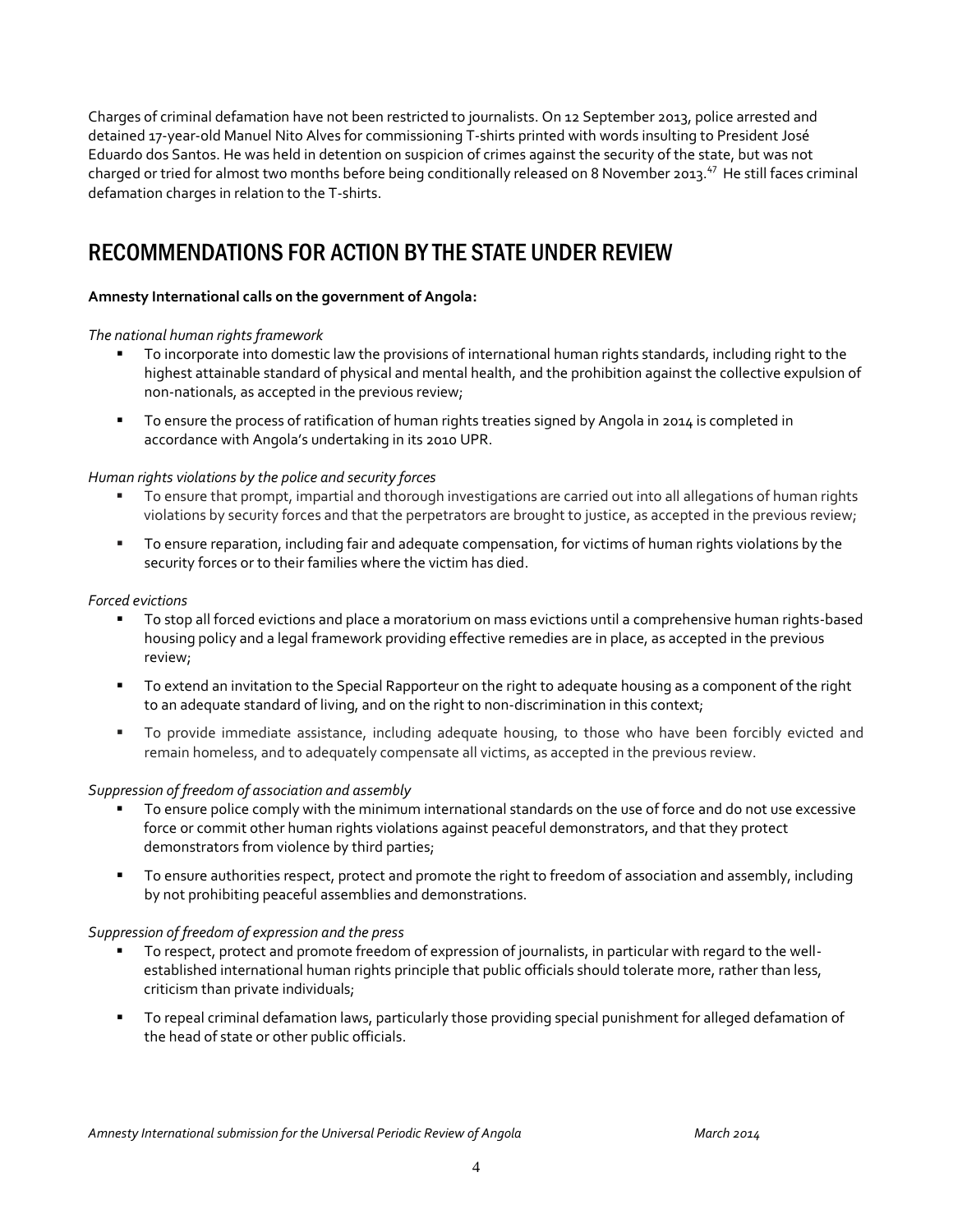Charges of criminal defamation have not been restricted to journalists. On 12 September 2013, police arrested and detained 17-year-old Manuel Nito Alves for commissioning T-shirts printed with words insulting to President José Eduardo dos Santos. He was held in detention on suspicion of crimes against the security of the state, but was not charged or tried for almost two months before being conditionally released on 8 November 2013.[47] He still faces criminal defamation charges in relation to the T-shirts.

## RECOMMENDATIONS FOR ACTION BY THE STATE UNDER REVIEW

**Amnesty International calls on the government of Angola:**

*The national human rights framework*

- To incorporate into domestic law the provisions of international human rights standards, including right to the highest attainable standard of physical and mental health, and the prohibition against the collective expulsion of non-nationals, as accepted in the previous review;
- To ensure the process of ratification of human rights treaties signed by Angola in 2014 is completed in accordance with Angola's undertaking in its 2010 UPR.

*Human rights violations by the police and security forces*

- To ensure that prompt, impartial and thorough investigations are carried out into all allegations of human rights violations by security forces and that the perpetrators are brought to justice, as accepted in the previous review;
- To ensure reparation, including fair and adequate compensation, for victims of human rights violations by the security forces or to their families where the victim has died.

*Forced evictions*

- To stop all forced evictions and place a moratorium on mass evictions until a comprehensive human rights-based housing policy and a legal framework providing effective remedies are in place, as accepted in the previous review;
- To extend an invitation to the Special Rapporteur on the right to adequate housing as a component of the right to an adequate standard of living, and on the right to non-discrimination in this context;
- To provide immediate assistance, including adequate housing, to those who have been forcibly evicted and remain homeless, and to adequately compensate all victims, as accepted in the previous review.

*Suppression of freedom of association and assembly*

- To ensure police comply with the minimum international standards on the use of force and do not use excessive force or commit other human rights violations against peaceful demonstrators, and that they protect demonstrators from violence by third parties;
- To ensure authorities respect, protect and promote the right to freedom of association and assembly, including by not prohibiting peaceful assemblies and demonstrations.

*Suppression of freedom of expression and the press*

- To respect, protect and promote freedom of expression of journalists, in particular with regard to the well-established international human rights principle that public officials should tolerate more, rather than less, criticism than private individuals;
- To repeal criminal defamation laws, particularly those providing special punishment for alleged defamation of the head of state or other public officials.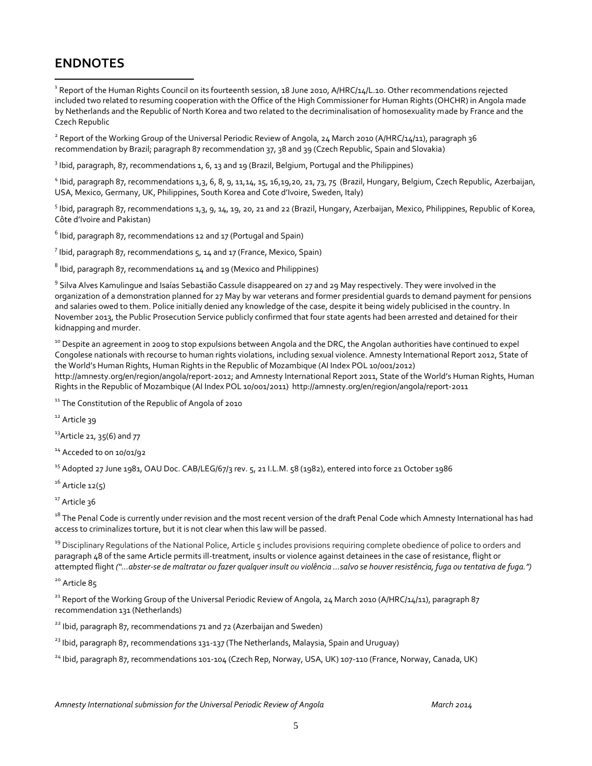## ENDNOTES

[1] Report of the Human Rights Council on its fourteenth session, 18 June 2010, A/HRC/14/L.10. Other recommendations rejected included two related to resuming cooperation with the Office of the High Commissioner for Human Rights (OHCHR) in Angola made by Netherlands and the Republic of North Korea and two related to the decriminalisation of homosexuality made by France and the Czech Republic

[2] Report of the Working Group of the Universal Periodic Review of Angola, 24 March 2010 (A/HRC/14/11), paragraph 36 recommendation by Brazil; paragraph 87 recommendation 37, 38 and 39 (Czech Republic, Spain and Slovakia)

[3] Ibid, paragraph, 87, recommendations 1, 6, 13 and 19 (Brazil, Belgium, Portugal and the Philippines)

[4] Ibid, paragraph 87, recommendations 1,3, 6, 8, 9, 11,14, 15, 16,19,20, 21, 73, 75 (Brazil, Hungary, Belgium, Czech Republic, Azerbaijan, USA, Mexico, Germany, UK, Philippines, South Korea and Cote d'Ivoire, Sweden, Italy)

[5] Ibid, paragraph 87, recommendations 1,3, 9, 14, 19, 20, 21 and 22 (Brazil, Hungary, Azerbaijan, Mexico, Philippines, Republic of Korea, Côte d'Ivoire and Pakistan)

[6] Ibid, paragraph 87, recommendations 12 and 17 (Portugal and Spain)

[7] Ibid, paragraph 87, recommendations 5, 14 and 17 (France, Mexico, Spain)

[8] Ibid, paragraph 87, recommendations 14 and 19 (Mexico and Philippines)

[9] Silva Alves Kamulingue and Isaías Sebastião Cassule disappeared on 27 and 29 May respectively. They were involved in the organization of a demonstration planned for 27 May by war veterans and former presidential guards to demand payment for pensions and salaries owed to them. Police initially denied any knowledge of the case, despite it being widely publicised in the country. In November 2013, the Public Prosecution Service publicly confirmed that four state agents had been arrested and detained for their kidnapping and murder.

[10] Despite an agreement in 2009 to stop expulsions between Angola and the DRC, the Angolan authorities have continued to expel Congolese nationals with recourse to human rights violations, including sexual violence. Amnesty International Report 2012, State of the World's Human Rights, Human Rights in the Republic of Mozambique (AI Index POL 10/001/2012) http://amnesty.org/en/region/angola/report-2012; and Amnesty International Report 2011, State of the World's Human Rights, Human Rights in the Republic of Mozambique (AI Index POL 10/001/2011) http://amnesty.org/en/region/angola/report-2011

[11] The Constitution of the Republic of Angola of 2010

[12] Article 39

[13] Article 21, 35(6) and 77

[14] Acceded to on 10/01/92

[15] Adopted 27 June 1981, OAU Doc. CAB/LEG/67/3 rev. 5, 21 I.L.M. 58 (1982), entered into force 21 October 1986

[16] Article 12(5)

[17] Article 36

[18] The Penal Code is currently under revision and the most recent version of the draft Penal Code which Amnesty International has had access to criminalizes torture, but it is not clear when this law will be passed.

[19] Disciplinary Regulations of the National Police, Article 5 includes provisions requiring complete obedience of police to orders and paragraph 48 of the same Article permits ill-treatment, insults or violence against detainees in the case of resistance, flight or attempted flight *("...abster-se de maltratar ou fazer qualquer insult ou violência ...salvo se houver resistência, fuga ou tentativa de fuga.")*

[20] Article 85

[21] Report of the Working Group of the Universal Periodic Review of Angola, 24 March 2010 (A/HRC/14/11), paragraph 87 recommendation 131 (Netherlands)

[22] Ibid, paragraph 87, recommendations 71 and 72 (Azerbaijan and Sweden)

[23] Ibid, paragraph 87, recommendations 131-137 (The Netherlands, Malaysia, Spain and Uruguay)

[24] Ibid, paragraph 87, recommendations 101-104 (Czech Rep, Norway, USA, UK) 107-110 (France, Norway, Canada, UK)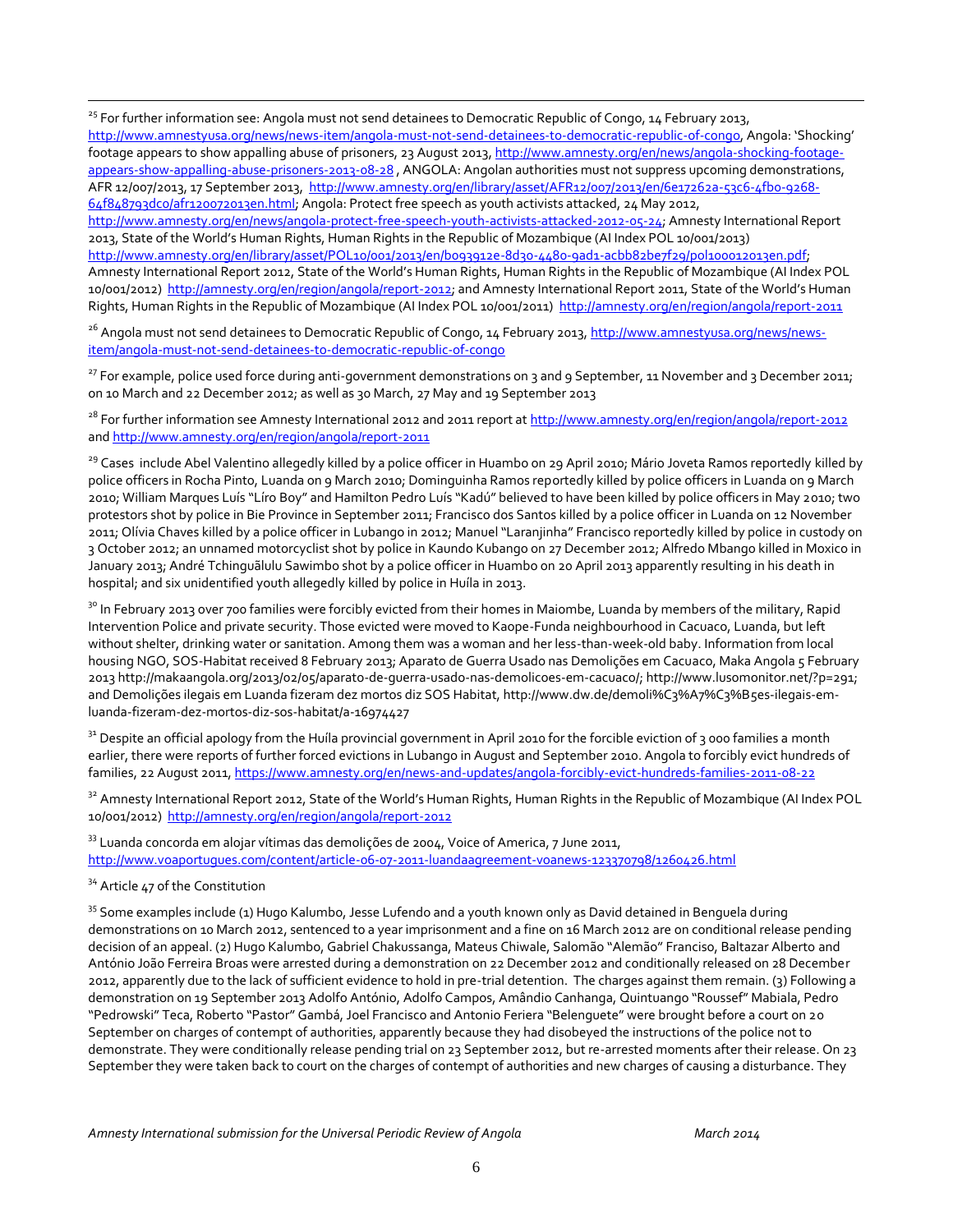[25] For further information see: Angola must not send detainees to Democratic Republic of Congo, 14 February 2013, http://www.amnestyusa.org/news/news-item/angola-must-not-send-detainees-to-democratic-republic-of-congo, Angola: 'Shocking' footage appears to show appalling abuse of prisoners, 23 August 2013, http://www.amnesty.org/en/news/angola-shocking-footage-appears-show-appalling-abuse-prisoners-2013-08-28 , ANGOLA: Angolan authorities must not suppress upcoming demonstrations, AFR 12/007/2013, 17 September 2013, http://www.amnesty.org/en/library/asset/AFR12/007/2013/en/6e17262a-53c6-4fb0-9268-64f848793dc0/afr120072013en.html; Angola: Protect free speech as youth activists attacked, 24 May 2012, http://www.amnesty.org/en/news/angola-protect-free-speech-youth-activists-attacked-2012-05-24; Amnesty International Report 2013, State of the World's Human Rights, Human Rights in the Republic of Mozambique (AI Index POL 10/001/2013) http://www.amnesty.org/en/library/asset/POL10/001/2013/en/b093912e-8d30-4480-9ad1-acbb82be7f29/pol100012013en.pdf; Amnesty International Report 2012, State of the World's Human Rights, Human Rights in the Republic of Mozambique (AI Index POL 10/001/2012) http://amnesty.org/en/region/angola/report-2012; and Amnesty International Report 2011, State of the World's Human Rights, Human Rights in the Republic of Mozambique (AI Index POL 10/001/2011) http://amnesty.org/en/region/angola/report-2011

[26] Angola must not send detainees to Democratic Republic of Congo, 14 February 2013, http://www.amnestyusa.org/news/news-item/angola-must-not-send-detainees-to-democratic-republic-of-congo

[27] For example, police used force during anti-government demonstrations on 3 and 9 September, 11 November and 3 December 2011; on 10 March and 22 December 2012; as well as 30 March, 27 May and 19 September 2013

[28] For further information see Amnesty International 2012 and 2011 report at http://www.amnesty.org/en/region/angola/report-2012 and http://www.amnesty.org/en/region/angola/report-2011

[29] Cases include Abel Valentino allegedly killed by a police officer in Huambo on 29 April 2010; Mário Joveta Ramos reportedly killed by police officers in Rocha Pinto, Luanda on 9 March 2010; Dominguinha Ramos reportedly killed by police officers in Luanda on 9 March 2010; William Marques Luís "Líro Boy" and Hamilton Pedro Luís "Kadú" believed to have been killed by police officers in May 2010; two protestors shot by police in Bie Province in September 2011; Francisco dos Santos killed by a police officer in Luanda on 12 November 2011; Olívia Chaves killed by a police officer in Lubango in 2012; Manuel "Laranjinha" Francisco reportedly killed by police in custody on 3 October 2012; an unnamed motorcyclist shot by police in Kaundo Kubango on 27 December 2012; Alfredo Mbango killed in Moxico in January 2013; André Tchinguãlulu Sawimbo shot by a police officer in Huambo on 20 April 2013 apparently resulting in his death in hospital; and six unidentified youth allegedly killed by police in Huíla in 2013.

[30] In February 2013 over 700 families were forcibly evicted from their homes in Maiombe, Luanda by members of the military, Rapid Intervention Police and private security. Those evicted were moved to Kaope-Funda neighbourhood in Cacuaco, Luanda, but left without shelter, drinking water or sanitation. Among them was a woman and her less-than-week-old baby. Information from local housing NGO, SOS-Habitat received 8 February 2013; Aparato de Guerra Usado nas Demolições em Cacuaco, Maka Angola 5 February 2013 http://makaangola.org/2013/02/05/aparato-de-guerra-usado-nas-demolicoes-em-cacuaco/; http://www.lusomonitor.net/?p=291; and Demolições ilegais em Luanda fizeram dez mortos diz SOS Habitat, http://www.dw.de/demoli%C3%A7%C3%B5es-ilegais-em-luanda-fizeram-dez-mortos-diz-sos-habitat/a-16974427

[31] Despite an official apology from the Huíla provincial government in April 2010 for the forcible eviction of 3 000 families a month earlier, there were reports of further forced evictions in Lubango in August and September 2010. Angola to forcibly evict hundreds of families, 22 August 2011, https://www.amnesty.org/en/news-and-updates/angola-forcibly-evict-hundreds-families-2011-08-22

[32] Amnesty International Report 2012, State of the World's Human Rights, Human Rights in the Republic of Mozambique (AI Index POL 10/001/2012) http://amnesty.org/en/region/angola/report-2012

[33] Luanda concorda em alojar vítimas das demolições de 2004, Voice of America, 7 June 2011, http://www.voaportugues.com/content/article-06-07-2011-luandaagreement-voanews-123370798/1260426.html

[34] Article 47 of the Constitution

[35] Some examples include (1) Hugo Kalumbo, Jesse Lufendo and a youth known only as David detained in Benguela during demonstrations on 10 March 2012, sentenced to a year imprisonment and a fine on 16 March 2012 are on conditional release pending decision of an appeal. (2) Hugo Kalumbo, Gabriel Chakussanga, Mateus Chiwale, Salomão "Alemão" Franciso, Baltazar Alberto and António João Ferreira Broas were arrested during a demonstration on 22 December 2012 and conditionally released on 28 December 2012, apparently due to the lack of sufficient evidence to hold in pre-trial detention. The charges against them remain. (3) Following a demonstration on 19 September 2013 Adolfo António, Adolfo Campos, Amândio Canhanga, Quintuango "Rousséf" Mabiala, Pedro "Pedrowski" Teca, Roberto "Pastor" Gambá, Joel Francisco and Antonio Feriera "Belenguete" were brought before a court on 20 September on charges of contempt of authorities, apparently because they had disobeyed the instructions of the police not to demonstrate. They were conditionally release pending trial on 23 September 2012, but re-arrested moments after their release. On 23 September they were taken back to court on the charges of contempt of authorities and new charges of causing a disturbance. They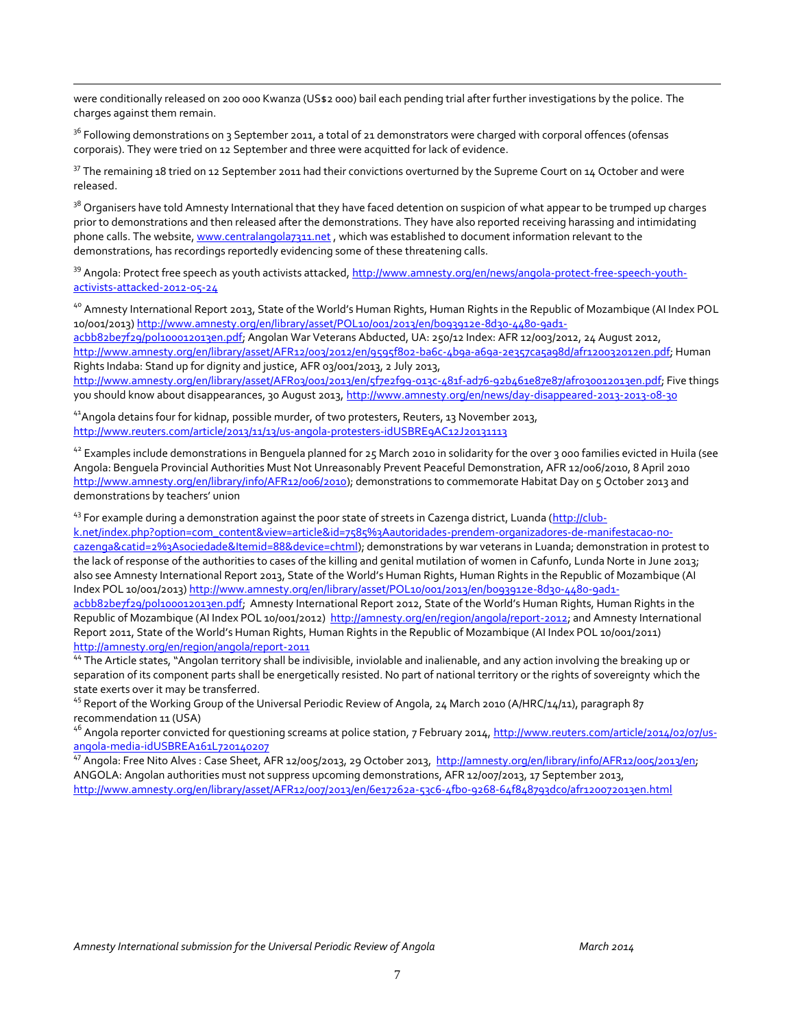were conditionally released on 200 000 Kwanza (US$2 000) bail each pending trial after further investigations by the police. The charges against them remain.

[36] Following demonstrations on 3 September 2011, a total of 21 demonstrators were charged with corporal offences (ofensas corporais). They were tried on 12 September and three were acquitted for lack of evidence.

[37] The remaining 18 tried on 12 September 2011 had their convictions overturned by the Supreme Court on 14 October and were released.

[38] Organisers have told Amnesty International that they have faced detention on suspicion of what appear to be trumped up charges prior to demonstrations and then released after the demonstrations. They have also reported receiving harassing and intimidating phone calls. The website, www.centralangola7311.net , which was established to document information relevant to the demonstrations, has recordings reportedly evidencing some of these threatening calls.

[39] Angola: Protect free speech as youth activists attacked, http://www.amnesty.org/en/news/angola-protect-free-speech-youth-activists-attacked-2012-05-24

[40] Amnesty International Report 2013, State of the World's Human Rights, Human Rights in the Republic of Mozambique (AI Index POL 10/001/2013) http://www.amnesty.org/en/library/asset/POL10/001/2013/en/b093912e-8d30-4480-9ad1-acbb82be7f29/pol100012013en.pdf; Angolan War Veterans Abducted, UA: 250/12 Index: AFR 12/003/2012, 24 August 2012, http://www.amnesty.org/en/library/asset/AFR12/003/2012/en/9595f802-ba6c-4b9a-a69a-2e357ca5a98d/afr120032012en.pdf; Human Rights Indaba: Stand up for dignity and justice, AFR 03/001/2013, 2 July 2013, http://www.amnesty.org/en/library/asset/AFR03/001/2013/en/5f7e2f99-013c-481f-ad76-92b461e87e87/afr030012013en.pdf; Five things you should know about disappearances, 30 August 2013, http://www.amnesty.org/en/news/day-disappeared-2013-2013-08-30

[41] Angola detains four for kidnap, possible murder, of two protesters, Reuters, 13 November 2013, http://www.reuters.com/article/2013/11/13/us-angola-protesters-idUSBRE9AC12J20131113

[42] Examples include demonstrations in Benguela planned for 25 March 2010 in solidarity for the over 3 000 families evicted in Huila (see Angola: Benguela Provincial Authorities Must Not Unreasonably Prevent Peaceful Demonstration, AFR 12/006/2010, 8 April 2010 http://www.amnesty.org/en/library/info/AFR12/006/2010); demonstrations to commemorate Habitat Day on 5 October 2013 and demonstrations by teachers' union

[43] For example during a demonstration against the poor state of streets in Cazenga district, Luanda (http://club-k.net/index.php?option=com_content&view=article&id=7585%3Aautoridades-prendem-organizadores-de-manifestacao-no-cazenga&catid=2%3Asociedade&Itemid=88&device=chtml); demonstrations by war veterans in Luanda; demonstration in protest to the lack of response of the authorities to cases of the killing and genital mutilation of women in Cafunfo, Lunda Norte in June 2013; also see Amnesty International Report 2013, State of the World's Human Rights, Human Rights in the Republic of Mozambique (AI Index POL 10/001/2013) http://www.amnesty.org/en/library/asset/POL10/001/2013/en/b093912e-8d30-4480-9ad1-acbb82be7f29/pol100012013en.pdf; Amnesty International Report 2012, State of the World's Human Rights, Human Rights in the Republic of Mozambique (AI Index POL 10/001/2012) http://amnesty.org/en/region/angola/report-2012; and Amnesty International Report 2011, State of the World's Human Rights, Human Rights in the Republic of Mozambique (AI Index POL 10/001/2011) http://amnesty.org/en/region/angola/report-2011

[44] The Article states, "Angolan territory shall be indivisible, inviolable and inalienable, and any action involving the breaking up or separation of its component parts shall be energetically resisted. No part of national territory or the rights of sovereignty which the state exerts over it may be transferred.

[45] Report of the Working Group of the Universal Periodic Review of Angola, 24 March 2010 (A/HRC/14/11), paragraph 87 recommendation 11 (USA)

[46] Angola reporter convicted for questioning screams at police station, 7 February 2014, http://www.reuters.com/article/2014/02/07/us-angola-media-idUSBREA161L720140207

[47] Angola: Free Nito Alves : Case Sheet, AFR 12/005/2013, 29 October 2013, http://amnesty.org/en/library/info/AFR12/005/2013/en; ANGOLA: Angolan authorities must not suppress upcoming demonstrations, AFR 12/007/2013, 17 September 2013, http://www.amnesty.org/en/library/asset/AFR12/007/2013/en/6e17262a-53c6-4fb0-9268-64f848793dc0/afr120072013en.html